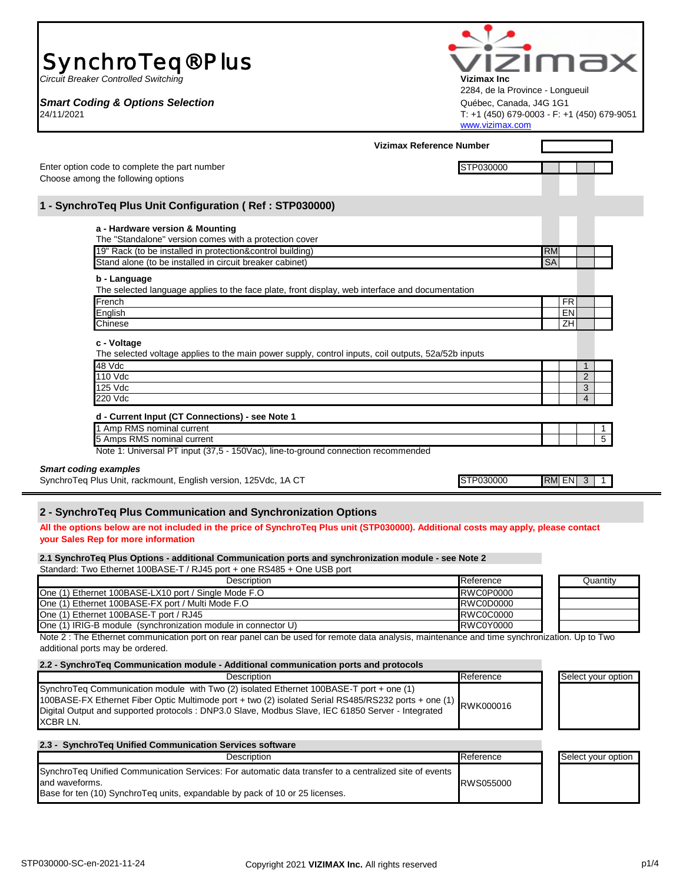# SynchroTeq®Plus

*Circuit Breaker Controlled Switching*

***Smart Coding & Options Selection***

24/11/2021

**Vizimax Inc**
2284, de la Province - Longueuil
Québec, Canada, J4G 1G1
T: +1 (450) 679-0003 - F: +1 (450) 679-9051
www.vizimax.com

**Vizimax Reference Number**

Enter option code to complete the part number — STP030000
Choose among the following options

## 1 - SynchroTeq Plus Unit Configuration ( Ref : STP030000)

**a - Hardware version & Mounting**

The "Standalone" version comes with a protection cover

| Option | a | b | c | d |
|---|---|---|---|---|
| 19" Rack (to be installed in protection&control building) | RM | | | |
| Stand alone (to be installed in circuit breaker cabinet) | SA | | | |

**b - Language**

The selected language applies to the face plate, front display, web interface and documentation

| Option | a | b | c | d |
|---|---|---|---|---|
| French | | FR | | |
| English | | EN | | |
| Chinese | | ZH | | |

**c - Voltage**

The selected voltage applies to the main power supply, control inputs, coil outputs, 52a/52b inputs

| Option | a | b | c | d |
|---|---|---|---|---|
| 48 Vdc | | | 1 | |
| 110 Vdc | | | 2 | |
| 125 Vdc | | | 3 | |
| 220 Vdc | | | 4 | |

**d - Current Input (CT Connections) - see Note 1**

| Option | a | b | c | d |
|---|---|---|---|---|
| 1 Amp RMS nominal current | | | | 1 |
| 5 Amps RMS nominal current | | | | 5 |

Note 1: Universal PT input (37,5 - 150Vac), line-to-ground connection recommended

***Smart coding examples***

| Example | Reference | a | b | c | d |
|---|---|---|---|---|---|
| SynchroTeq Plus Unit, rackmount, English version, 125Vdc, 1A CT | STP030000 | RM | EN | 3 | 1 |

## 2 - SynchroTeq Plus Communication and Synchronization Options

**All the options below are not included in the price of SynchroTeq Plus unit (STP030000). Additional costs may apply, please contact your Sales Rep for more information**

### 2.1 SynchroTeq Plus Options - additional Communication ports and synchronization module - see Note 2

Standard: Two Ethernet 100BASE-T / RJ45 port + one RS485 + One USB port

| Description | Reference | Quantity |
|---|---|---|
| One (1) Ethernet 100BASE-LX10 port / Single Mode F.O | RWC0P0000 | |
| One (1) Ethernet 100BASE-FX port / Multi Mode F.O | RWC0D0000 | |
| One (1) Ethernet 100BASE-T port / RJ45 | RWC0C0000 | |
| One (1) IRIG-B module (synchronization module in connector U) | RWC0Y0000 | |

Note 2 : The Ethernet communication port on rear panel can be used for remote data analysis, maintenance and time synchronization. Up to Two additional ports may be ordered.

### 2.2 - SynchroTeq Communication module - Additional communication ports and protocols

| Description | Reference | Select your option |
|---|---|---|
| SynchroTeq Communication module with Two (2) isolated Ethernet 100BASE-T port + one (1) 100BASE-FX Ethernet Fiber Optic Multimode port + two (2) isolated Serial RS485/RS232 ports + one (1) Digital Output and supported protocols : DNP3.0 Slave, Modbus Slave, IEC 61850 Server - Integrated XCBR LN. | RWK000016 | |

### 2.3 - SynchroTeq Unified Communication Services software

| Description | Reference | Select your option |
|---|---|---|
| SynchroTeq Unified Communication Services: For automatic data transfer to a centralized site of events and waveforms. Base for ten (10) SynchroTeq units, expandable by pack of 10 or 25 licenses. | RWS055000 | |

STP030000-SC-en-2021-11-24 — Copyright 2021 **VIZIMAX Inc.** All rights reserved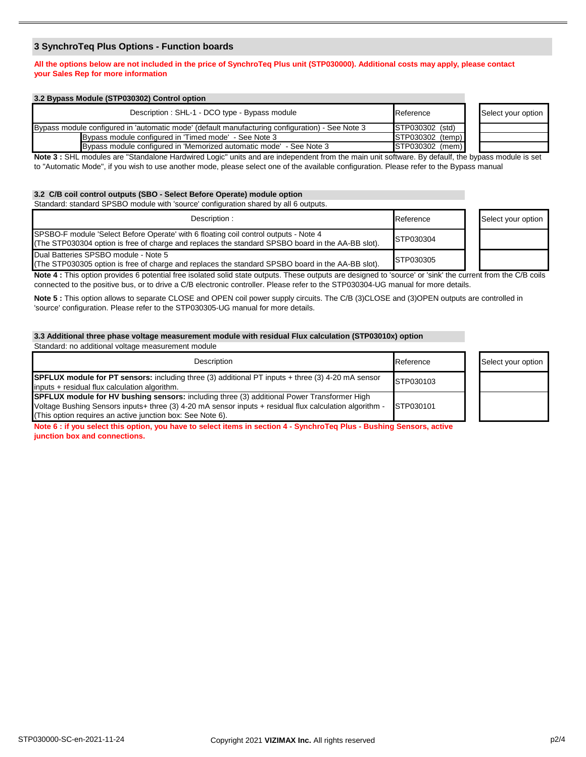## 3 SynchroTeq Plus Options - Function boards

**All the options below are not included in the price of SynchroTeq Plus unit (STP030000). Additional costs may apply, please contact your Sales Rep for more information**

### 3.2 Bypass Module (STP030302) Control option

| Description : SHL-1 - DCO type - Bypass module | Reference | Select your option |
|---|---|---|
| Bypass module configured in 'automatic mode' (default manufacturing configuration) - See Note 3 | STP030302 (std) | |
| Bypass module configured in 'Timed mode' - See Note 3 | STP030302 (temp) | |
| Bypass module configured in 'Memorized automatic mode' - See Note 3 | STP030302 (mem) | |

**Note 3 :** SHL modules are "Standalone Hardwired Logic" units and are independent from the main unit software. By default, the bypass module is set to "Automatic Mode", if you wish to use another mode, please select one of the available configuration. Please refer to the Bypass manual

### 3.2 C/B coil control outputs (SBO - Select Before Operate) module option

Standard: standard SPSBO module with 'source' configuration shared by all 6 outputs.

| Description : | Reference | Select your option |
|---|---|---|
| SPSBO-F module 'Select Before Operate' with 6 floating coil control outputs - Note 4<br>(The STP030304 option is free of charge and replaces the standard SPSBO board in the AA-BB slot). | STP030304 | |
| Dual Batteries SPSBO module - Note 5<br>(The STP030305 option is free of charge and replaces the standard SPSBO board in the AA-BB slot). | STP030305 | |

**Note 4 :** This option provides 6 potential free isolated solid state outputs. These outputs are designed to 'source' or 'sink' the current from the C/B coils connected to the positive bus, or to drive a C/B electronic controller. Please refer to the STP030304-UG manual for more details.

**Note 5 :** This option allows to separate CLOSE and OPEN coil power supply circuits. The C/B (3)CLOSE and (3)OPEN outputs are controlled in 'source' configuration. Please refer to the STP030305-UG manual for more details.

### 3.3 Additional three phase voltage measurement module with residual Flux calculation (STP03010x) option

Standard: no additional voltage measurement module

| Description | Reference | Select your option |
|---|---|---|
| **SPFLUX module for PT sensors:** including three (3) additional PT inputs + three (3) 4-20 mA sensor inputs + residual flux calculation algorithm. | STP030103 | |
| **SPFLUX module for HV bushing sensors:** including three (3) additional Power Transformer High Voltage Bushing Sensors inputs+ three (3) 4-20 mA sensor inputs + residual flux calculation algorithm - (This option requires an active junction box: See Note 6). | STP030101 | |

**Note 6 : if you select this option, you have to select items in section 4 - SynchroTeq Plus - Bushing Sensors, active junction box and connections.**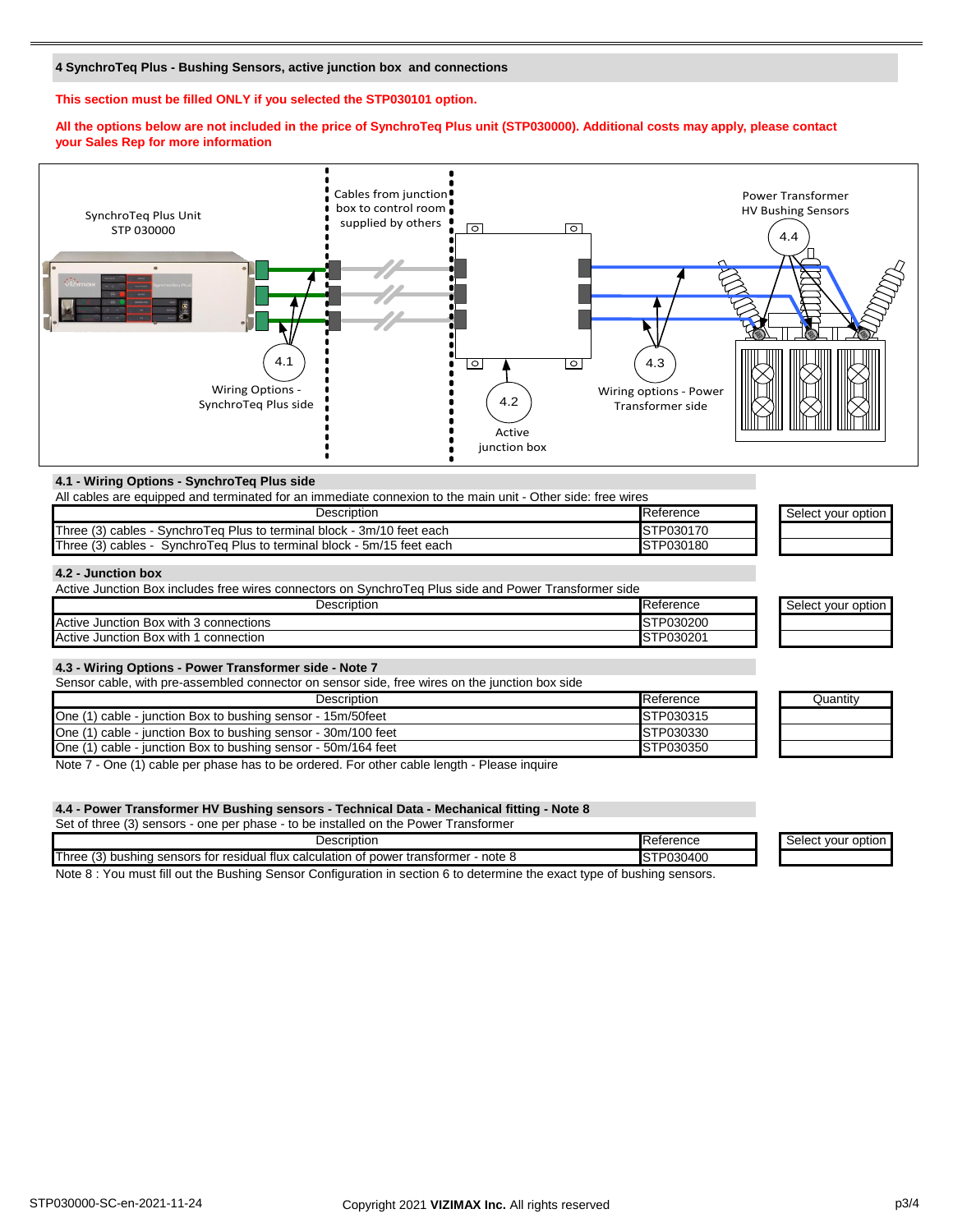## 4 SynchroTeq Plus - Bushing Sensors, active junction box and connections

**This section must be filled ONLY if you selected the STP030101 option.**

**All the options below are not included in the price of SynchroTeq Plus unit (STP030000). Additional costs may apply, please contact your Sales Rep for more information**

SynchroTeq Plus Unit STP 030000

Cables from junction box to control room supplied by others

Power Transformer HV Bushing Sensors

4.1 Wiring Options - SynchroTeq Plus side

4.2 Active junction box

4.3 Wiring options - Power Transformer side

4.4

### 4.1 - Wiring Options - SynchroTeq Plus side

All cables are equipped and terminated for an immediate connexion to the main unit - Other side: free wires

| Description | Reference | Select your option |
|---|---|---|
| Three (3) cables - SynchroTeq Plus to terminal block - 3m/10 feet each | STP030170 | |
| Three (3) cables - SynchroTeq Plus to terminal block - 5m/15 feet each | STP030180 | |

### 4.2 - Junction box

Active Junction Box includes free wires connectors on SynchroTeq Plus side and Power Transformer side

| Description | Reference | Select your option |
|---|---|---|
| Active Junction Box with 3 connections | STP030200 | |
| Active Junction Box with 1 connection | STP030201 | |

### 4.3 - Wiring Options - Power Transformer side - Note 7

Sensor cable, with pre-assembled connector on sensor side, free wires on the junction box side

| Description | Reference | Quantity |
|---|---|---|
| One (1) cable - junction Box to bushing sensor - 15m/50feet | STP030315 | |
| One (1) cable - junction Box to bushing sensor - 30m/100 feet | STP030330 | |
| One (1) cable - junction Box to bushing sensor - 50m/164 feet | STP030350 | |

Note 7 - One (1) cable per phase has to be ordered. For other cable length - Please inquire

### 4.4 - Power Transformer HV Bushing sensors - Technical Data - Mechanical fitting - Note 8

Set of three (3) sensors - one per phase - to be installed on the Power Transformer

| Description | Reference | Select your option |
|---|---|---|
| Three (3) bushing sensors for residual flux calculation of power transformer - note 8 | STP030400 | |

Note 8 : You must fill out the Bushing Sensor Configuration in section 6 to determine the exact type of bushing sensors.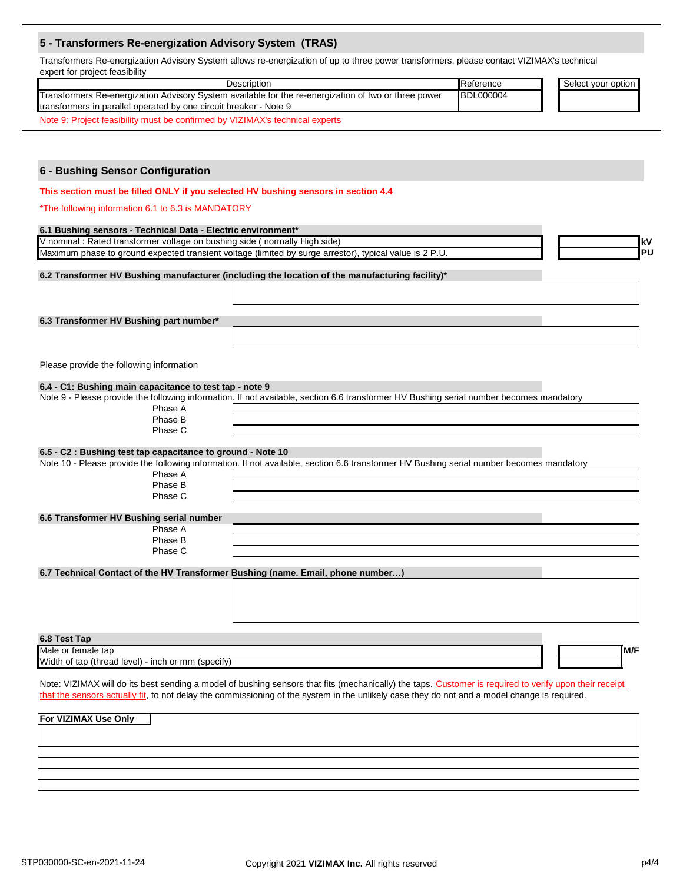## 5 - Transformers Re-energization Advisory System (TRAS)

Transformers Re-energization Advisory System allows re-energization of up to three power transformers, please contact VIZIMAX's technical expert for project feasibility

| Description | Reference | Select your option |
|---|---|---|
| Transformers Re-energization Advisory System available for the re-energization of two or three power transformers in parallel operated by one circuit breaker - Note 9 | BDL000004 | |

Note 9: Project feasibility must be confirmed by VIZIMAX's technical experts

## 6 - Bushing Sensor Configuration

**This section must be filled ONLY if you selected HV bushing sensors in section 4.4**

*The following information 6.1 to 6.3 is MANDATORY

**6.1 Bushing sensors - Technical Data - Electric environment***

| | | |
|---|---|---|
| V nominal : Rated transformer voltage on bushing side ( normally High side) | | **kV** |
| Maximum phase to ground expected transient voltage (limited by surge arrestor), typical value is 2 P.U. | | **PU** |

**6.2 Transformer HV Bushing manufacturer (including the location of the manufacturing facility)***

**6.3 Transformer HV Bushing part number***

Please provide the following information

**6.4 - C1: Bushing main capacitance to test tap - note 9**

Note 9 - Please provide the following information. If not available, section 6.6 transformer HV Bushing serial number becomes mandatory

| | |
|---|---|
| Phase A | |
| Phase B | |
| Phase C | |

**6.5 - C2 : Bushing test tap capacitance to ground - Note 10**

Note 10 - Please provide the following information. If not available, section 6.6 transformer HV Bushing serial number becomes mandatory

| | |
|---|---|
| Phase A | |
| Phase B | |
| Phase C | |

**6.6 Transformer HV Bushing serial number**

| | |
|---|---|
| Phase A | |
| Phase B | |
| Phase C | |

**6.7 Technical Contact of the HV Transformer Bushing (name. Email, phone number…)**

**6.8 Test Tap**

| | | |
|---|---|---|
| Male or female tap | | **M/F** |
| Width of tap (thread level) - inch or mm (specify) | | |

Note: VIZIMAX will do its best sending a model of bushing sensors that fits (mechanically) the taps. Customer is required to verify upon their receipt that the sensors actually fit, to not delay the commissioning of the system in the unlikely case they do not and a model change is required.

**For VIZIMAX Use Only**

STP030000-SC-en-2021-11-24

Copyright 2021 **VIZIMAX Inc.** All rights reserved